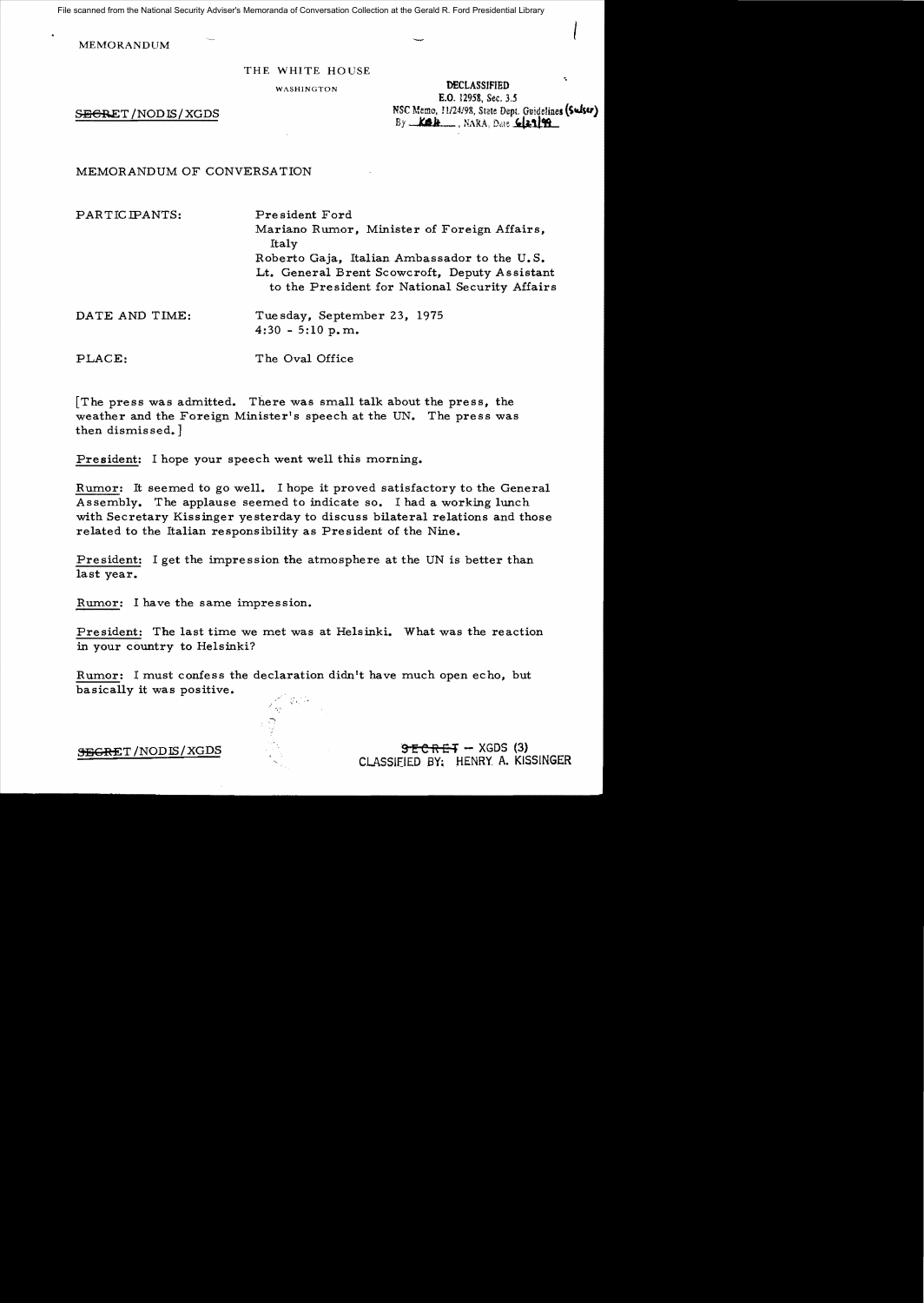File scanned from the National Security Adviser's Memoranda of Conversation Collection at the Gerald R. Ford Presidential Library

MEMORANDUM

THE WHITE HOUSE

WASHINGTON

SECRET/NODIS/XGDS

DECLASSIFIED
E.O. 12958, Sec. 3.5
NSC Memo, 11/24/98, State Dept. Guidelines (Subsr)
By KBH, NARA, Date 6/29/99

MEMORANDUM OF CONVERSATION

PARTICIPANTS: President Ford
Mariano Rumor, Minister of Foreign Affairs, Italy
Roberto Gaja, Italian Ambassador to the U.S.
Lt. General Brent Scowcroft, Deputy Assistant to the President for National Security Affairs

DATE AND TIME: Tuesday, September 23, 1975
4:30 - 5:10 p.m.

PLACE: The Oval Office

[The press was admitted. There was small talk about the press, the weather and the Foreign Minister's speech at the UN. The press was then dismissed.]

President: I hope your speech went well this morning.

Rumor: It seemed to go well. I hope it proved satisfactory to the General Assembly. The applause seemed to indicate so. I had a working lunch with Secretary Kissinger yesterday to discuss bilateral relations and those related to the Italian responsibility as President of the Nine.

President: I get the impression the atmosphere at the UN is better than last year.

Rumor: I have the same impression.

President: The last time we met was at Helsinki. What was the reaction in your country to Helsinki?

Rumor: I must confess the declaration didn't have much open echo, but basically it was positive.

SECRET/NODIS/XGDS

SECRET - XGDS (3)
CLASSIFIED BY: HENRY A. KISSINGER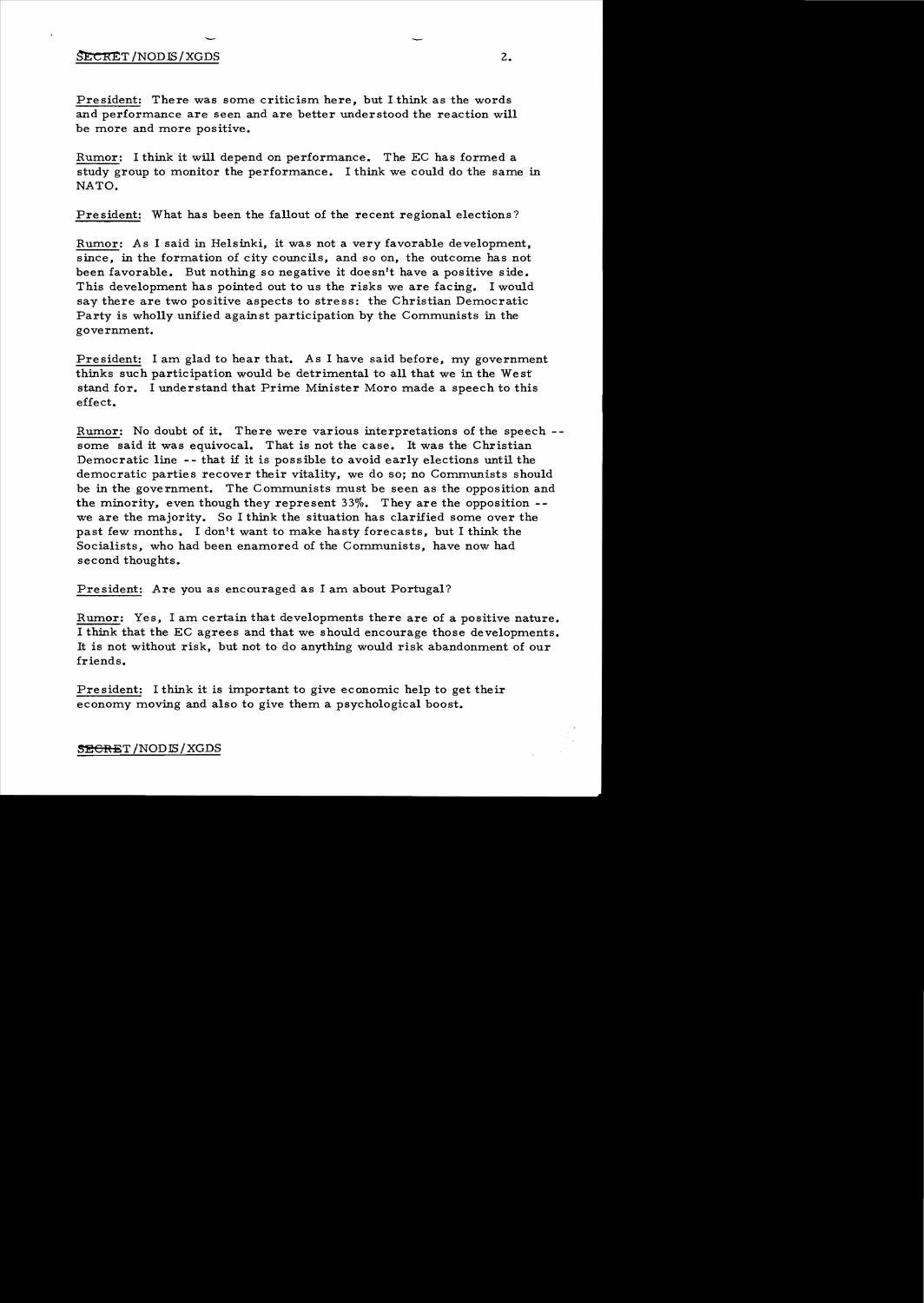President: There was some criticism here, but I think as the words and performance are seen and are better understood the reaction will be more and more positive.

Rumor: I think it will depend on performance. The EC has formed a study group to monitor the performance. I think we could do the same in NATO.

President: What has been the fallout of the recent regional elections?

Rumor: As I said in Helsinki, it was not a very favorable development, since, in the formation of city councils, and so on, the outcome has not been favorable. But nothing so negative it doesn't have a positive side. This development has pointed out to us the risks we are facing. I would say there are two positive aspects to stress: the Christian Democratic Party is wholly unified against participation by the Communists in the government.

President: I am glad to hear that. As I have said before, my government thinks such participation would be detrimental to all that we in the West stand for. I understand that Prime Minister Moro made a speech to this effect.

Rumor: No doubt of it. There were various interpretations of the speech -- some said it was equivocal. That is not the case. It was the Christian Democratic line -- that if it is possible to avoid early elections until the democratic parties recover their vitality, we do so; no Communists should be in the government. The Communists must be seen as the opposition and the minority, even though they represent 33%. They are the opposition -- we are the majority. So I think the situation has clarified some over the past few months. I don't want to make hasty forecasts, but I think the Socialists, who had been enamored of the Communists, have now had second thoughts.

President: Are you as encouraged as I am about Portugal?

Rumor: Yes, I am certain that developments there are of a positive nature. I think that the EC agrees and that we should encourage those developments. It is not without risk, but not to do anything would risk abandonment of our friends.

President: I think it is important to give economic help to get their economy moving and also to give them a psychological boost.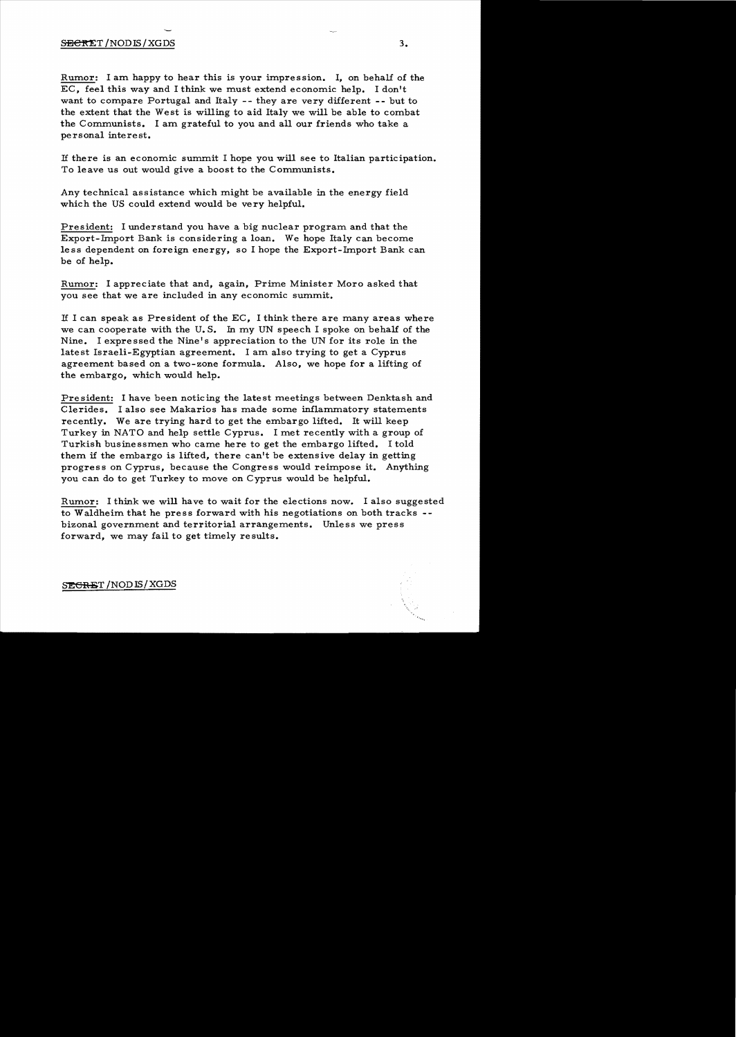Rumor: I am happy to hear this is your impression. I, on behalf of the EC, feel this way and I think we must extend economic help. I don't want to compare Portugal and Italy -- they are very different -- but to the extent that the West is willing to aid Italy we will be able to combat the Communists. I am grateful to you and all our friends who take a personal interest.

If there is an economic summit I hope you will see to Italian participation. To leave us out would give a boost to the Communists.

Any technical assistance which might be available in the energy field which the US could extend would be very helpful.

President: I understand you have a big nuclear program and that the Export-Import Bank is considering a loan. We hope Italy can become less dependent on foreign energy, so I hope the Export-Import Bank can be of help.

Rumor: I appreciate that and, again, Prime Minister Moro asked that you see that we are included in any economic summit.

If I can speak as President of the EC, I think there are many areas where we can cooperate with the U.S. In my UN speech I spoke on behalf of the Nine. I expressed the Nine's appreciation to the UN for its role in the latest Israeli-Egyptian agreement. I am also trying to get a Cyprus agreement based on a two-zone formula. Also, we hope for a lifting of the embargo, which would help.

President: I have been noticing the latest meetings between Denktash and Clerides. I also see Makarios has made some inflammatory statements recently. We are trying hard to get the embargo lifted. It will keep Turkey in NATO and help settle Cyprus. I met recently with a group of Turkish businessmen who came here to get the embargo lifted. I told them if the embargo is lifted, there can't be extensive delay in getting progress on Cyprus, because the Congress would reimpose it. Anything you can do to get Turkey to move on Cyprus would be helpful.

Rumor: I think we will have to wait for the elections now. I also suggested to Waldheim that he press forward with his negotiations on both tracks -- bizonal government and territorial arrangements. Unless we press forward, we may fail to get timely results.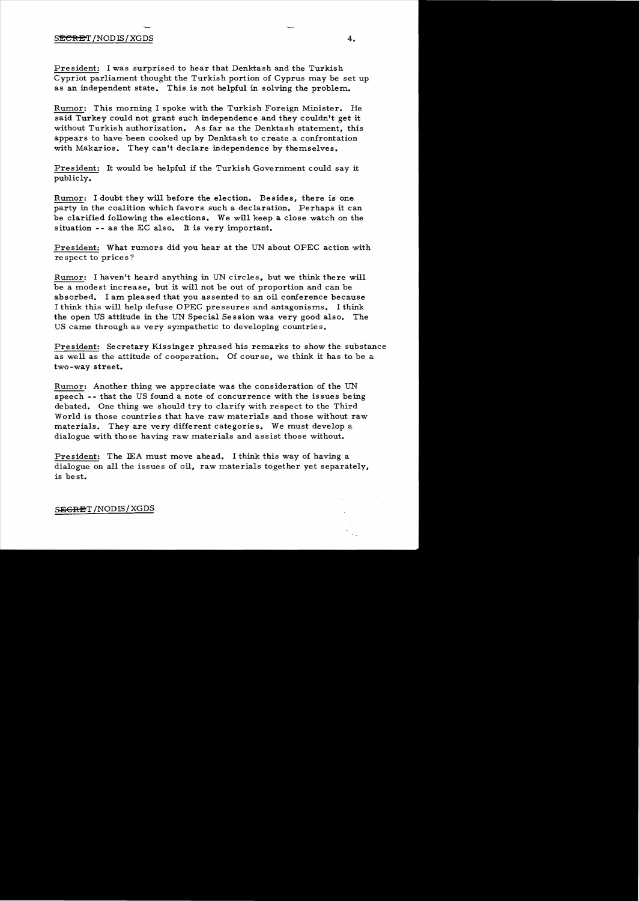President: I was surprised to hear that Denktash and the Turkish Cypriot parliament thought the Turkish portion of Cyprus may be set up as an independent state. This is not helpful in solving the problem.

Rumor: This morning I spoke with the Turkish Foreign Minister. He said Turkey could not grant such independence and they couldn't get it without Turkish authorization. As far as the Denktash statement, this appears to have been cooked up by Denktash to create a confrontation with Makarios. They can't declare independence by themselves.

President: It would be helpful if the Turkish Government could say it publicly.

Rumor: I doubt they will before the election. Besides, there is one party in the coalition which favors such a declaration. Perhaps it can be clarified following the elections. We will keep a close watch on the situation -- as the EC also. It is very important.

President: What rumors did you hear at the UN about OPEC action with respect to prices?

Rumor: I haven't heard anything in UN circles, but we think there will be a modest increase, but it will not be out of proportion and can be absorbed. I am pleased that you assented to an oil conference because I think this will help defuse OPEC pressures and antagonisms. I think the open US attitude in the UN Special Session was very good also. The US came through as very sympathetic to developing countries.

President: Secretary Kissinger phrased his remarks to show the substance as well as the attitude of cooperation. Of course, we think it has to be a two-way street.

Rumor: Another thing we appreciate was the consideration of the UN speech -- that the US found a note of concurrence with the issues being debated. One thing we should try to clarify with respect to the Third World is those countries that have raw materials and those without raw materials. They are very different categories. We must develop a dialogue with those having raw materials and assist those without.

President: The IEA must move ahead. I think this way of having a dialogue on all the issues of oil, raw materials together yet separately, is best.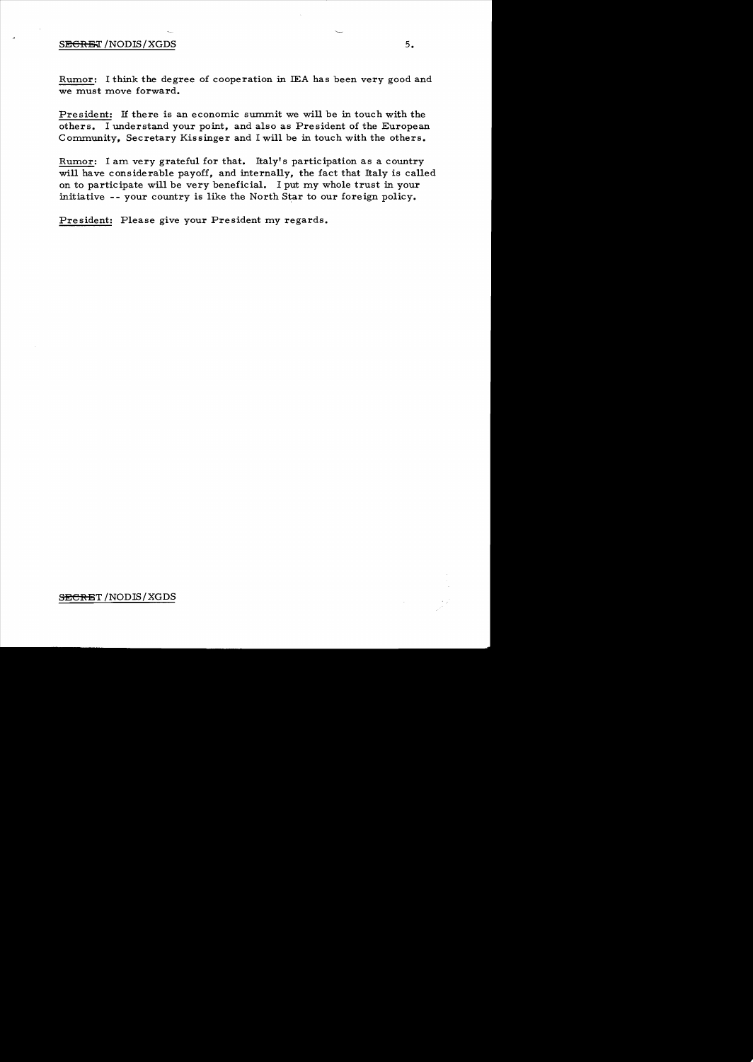Rumor: I think the degree of cooperation in IEA has been very good and we must move forward.

President: If there is an economic summit we will be in touch with the others. I understand your point, and also as President of the European Community, Secretary Kissinger and I will be in touch with the others.

Rumor: I am very grateful for that. Italy's participation as a country will have considerable payoff, and internally, the fact that Italy is called on to participate will be very beneficial. I put my whole trust in your initiative -- your country is like the North Star to our foreign policy.

President: Please give your President my regards.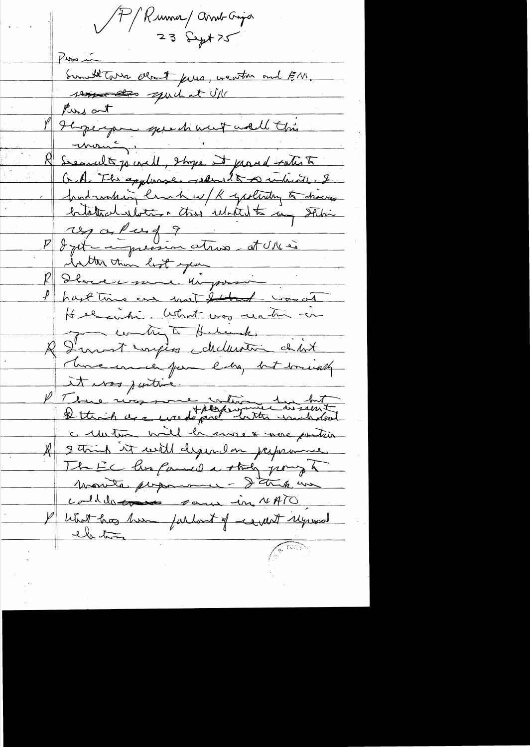✓ P / Rumor / Amb Grigo

23 Sept 75

Press in

Small talk about press, weather and EM.

~~press~~ ~~also~~ speech at UN

Press out

P I hope your speech went well this morning.

R Seemed to go well, I hope it proved satis to G.A. The applause seemed to so indicate. I had nothing much w/K yesterday to discuss bilateral relations that related to any Stabi rep or Pres of ?

P I got impression atmos. at UN is better than last year

R I have same impression

P Last time we met I ~~think~~ was at Helsinki. What was reaction in your country to Helsinki.

R I must confess declaration didn't have much fame ~~here~~, but basically it was positive.

P There was some criticism here but I think as words ~~and~~ + performance become better understood c. reaction will be more & more positive

R I think it will depend on performance. The EC has formed a study group to monitor performance – I think we could do same in NATO.

P What has been fallout of recent regional election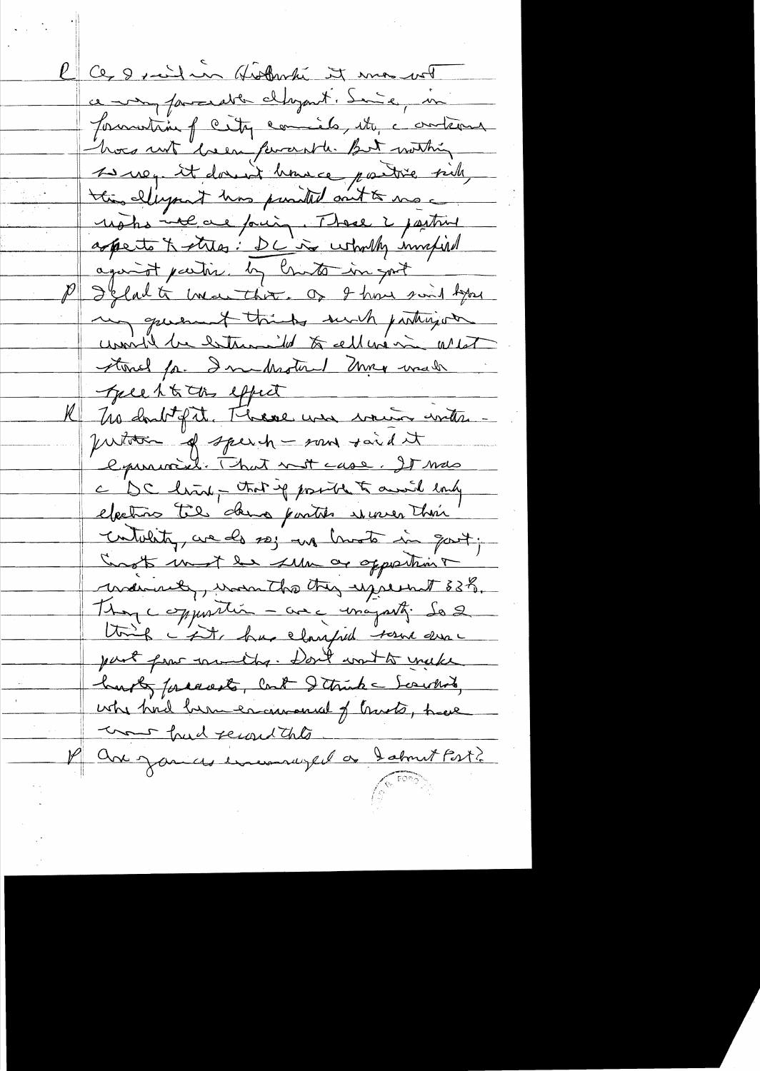P As I said in Helsinki it was not a very favorable development. Since, in formation of City councils, etc. a coalition has not been favorable. But nothing to say. It doesn't have a positive side, this development has pointed out to us a risks we are facing. There 2 positive aspects to stress: DC is wholly unified against parties. by Commun[ists] in govt.

P I'm glad to hear that. As I have said before, my government thinks such participation would be detrimental to alliance and what stand for. I understand Moro made speech to this effect.

K No doubt of it. There were various interpretations of speech – some said it equivocal. That not case. It was a DC line – that if possible to avoid early elections till DC parties is over their instability, we do so; no Commun[ists] in govt; Commun[ists] must be seen as opposition & minority, more tho they represent 33%. They are opposition – we are majority. So I think a fact, has clarified some over past few months. Don't want to make hasty forecasts, but I think Socialists, who had been enamoured of Commun[ists], have now had second thoughts.

P Are you as encouraged as I about Port[ugal]?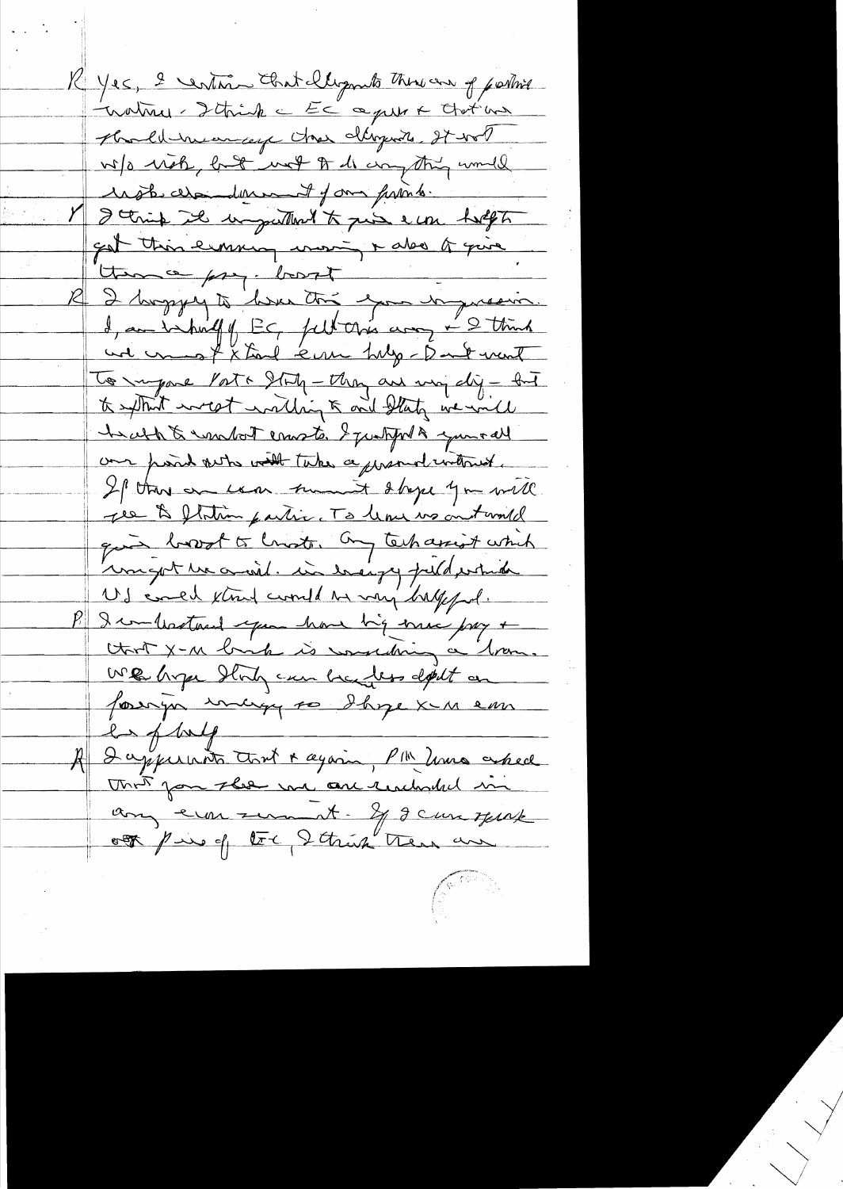R Yes, I certain that elements there are of political nature. I think a EC agree & that we should manage these elements. It not w/o risk, but not to do anything would risk abandonment of our friends.

P I think it important to give econ help to get their economy moving & also to give them a psych. boost

R I happy to hear this your impression. I, on behalf of EC, felt this way & I think we must extend econ help. Don't want to compare Port & Italy – they are very diff – but to extent we're willing to aid Italy we will help to combat comm. I suggest to you & all our friends who take a personal interest. If there are econ summit I hope you will see to Italian partic. To leave us out would give boost to Comm. Any tech assist which might be avail. in energy field which US could extend would be very helpful.

P I understand you have big misc pay & that X-M bank is considering a loan. We hope Italy can be less dept on foreign energy so I hope X-M can be of help

R I appreciate that & again, PM Moro asked that you see we are included in any econ summit. If I can speak as Pres of EC, I think there are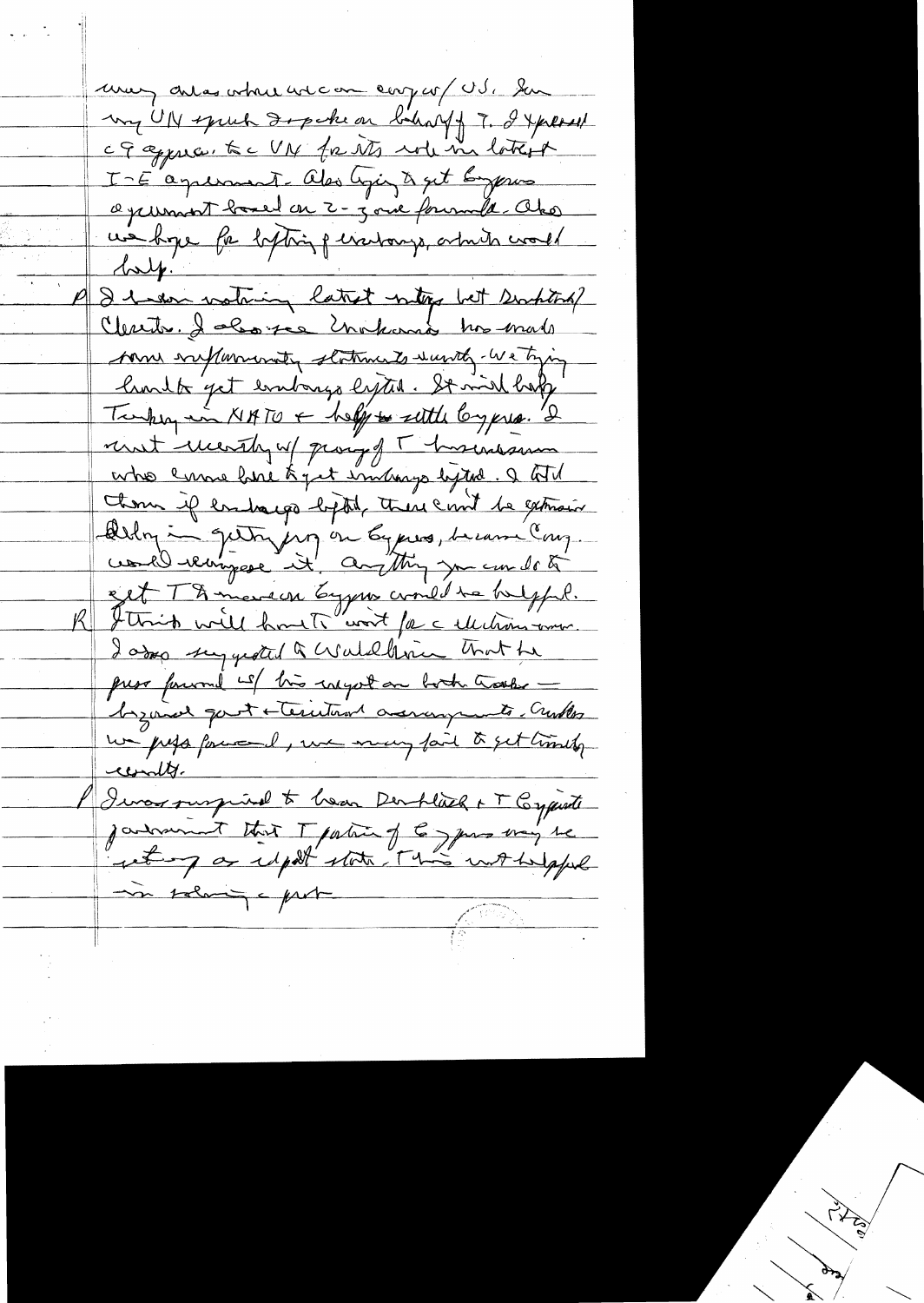many areas where we can cooperate w/ U.S. Seen my UN speech I spoke on behalf of T. I expressed c T appreci. to c UN for its role in latest I-E agreement. Also trying to get Cyprus agreement based on 2-zone formula. Also we hope for lifting of embargo, which would help.

P I have nothing latest nothing but Denktash / Clerides. I also see Inonu has made some inflammatory statements recently. We trying hard to get embargo lifted. It would help Turkey in NATO & help settle Cyprus. I met recently w/ group of T businessmen who came here to get embargo lifted. I told them if embargo lifted, there can't be extensive delay in getting prog on Cyprus, because Cong. would reimpose it. Anything you can do to get T & moderate Cyprus would be helpful.

R I think it will have to wait for c elections over. I also suggested to Waldheim that he press forward w/ his negot on both tasks — bizonal govt & territorial arrangements. Unless we press forward, we may fail to get timely results.

P I was surprised to hear Denktash & T Cypriote government that T portion of Cyprus may be setting as indpt state. This not helpful in solving c prob.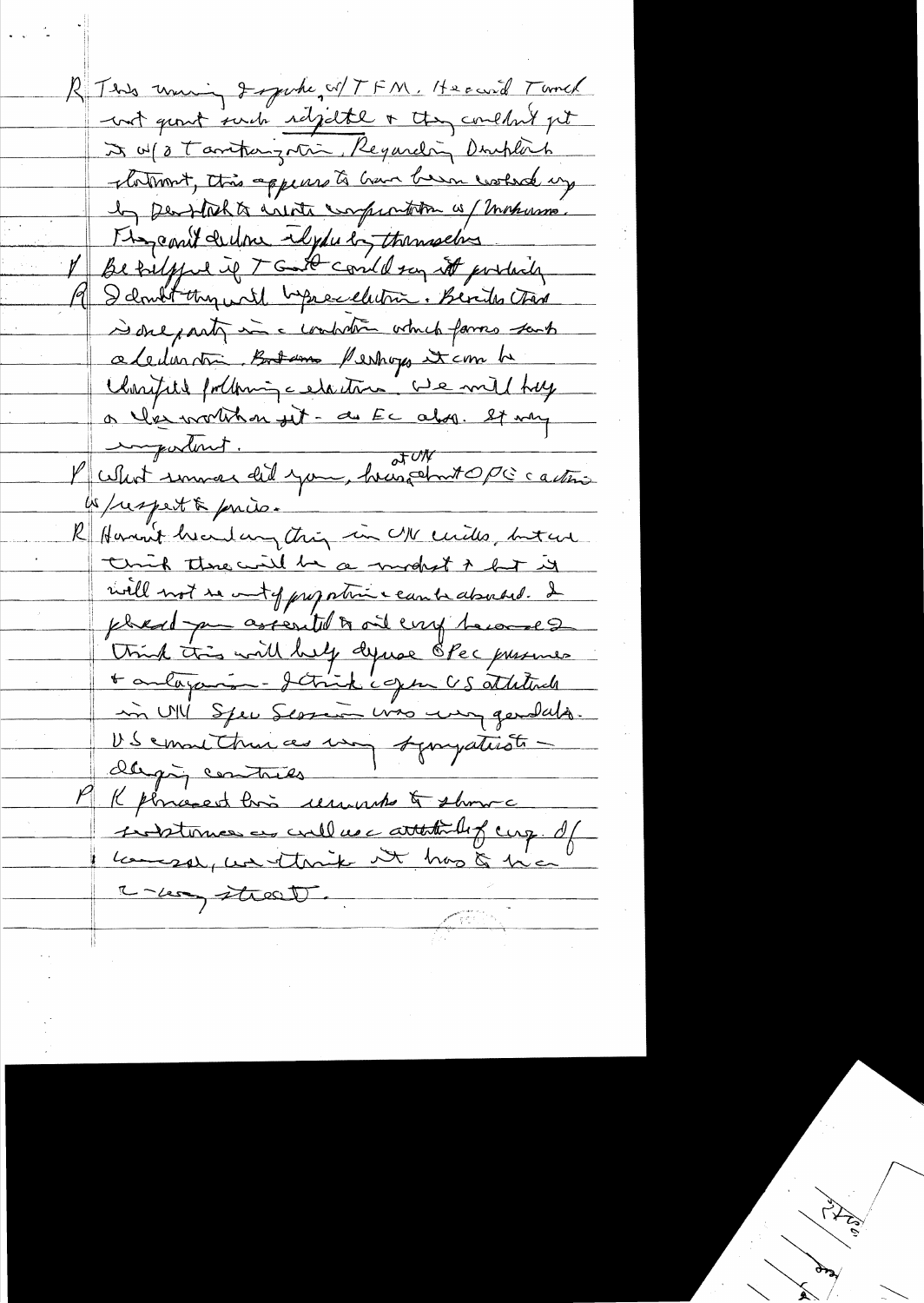R This morning I spoke w/ TFM. He said Tanaka not quit such rigidity & they couldn't get it w/o Tanaka's ratification. Regarding Dunkel statement, this appears to have been worked up by Dept[?] to avoid confrontation w/ [?]. They can't do more by themselves.

P Be helpful if T could say it publicly.

R I doubt they will before election. Besides there is one party in a coalition which favors such a declaration. But more perhaps it can be clarified following election. We will keep a close watch on it - as EC also. It very important.

P What sense did you have about OPEC action at UN w/respect to prices.

R Haven't heard anything in UN circles, but we think there will be a modest & but it will not be out of proportion & can be absorbed. I pleased you asserted to oil cons[?] because I think this will help defuse OPEC pressures & antagonism - I think expert US attitude in UN Spec Session was very good. US came thru as very sympathetic - LDC countries.

P K phrased his remarks to show substance as well as attitude of cooperation. Of course, we think it has to be a 2-way street.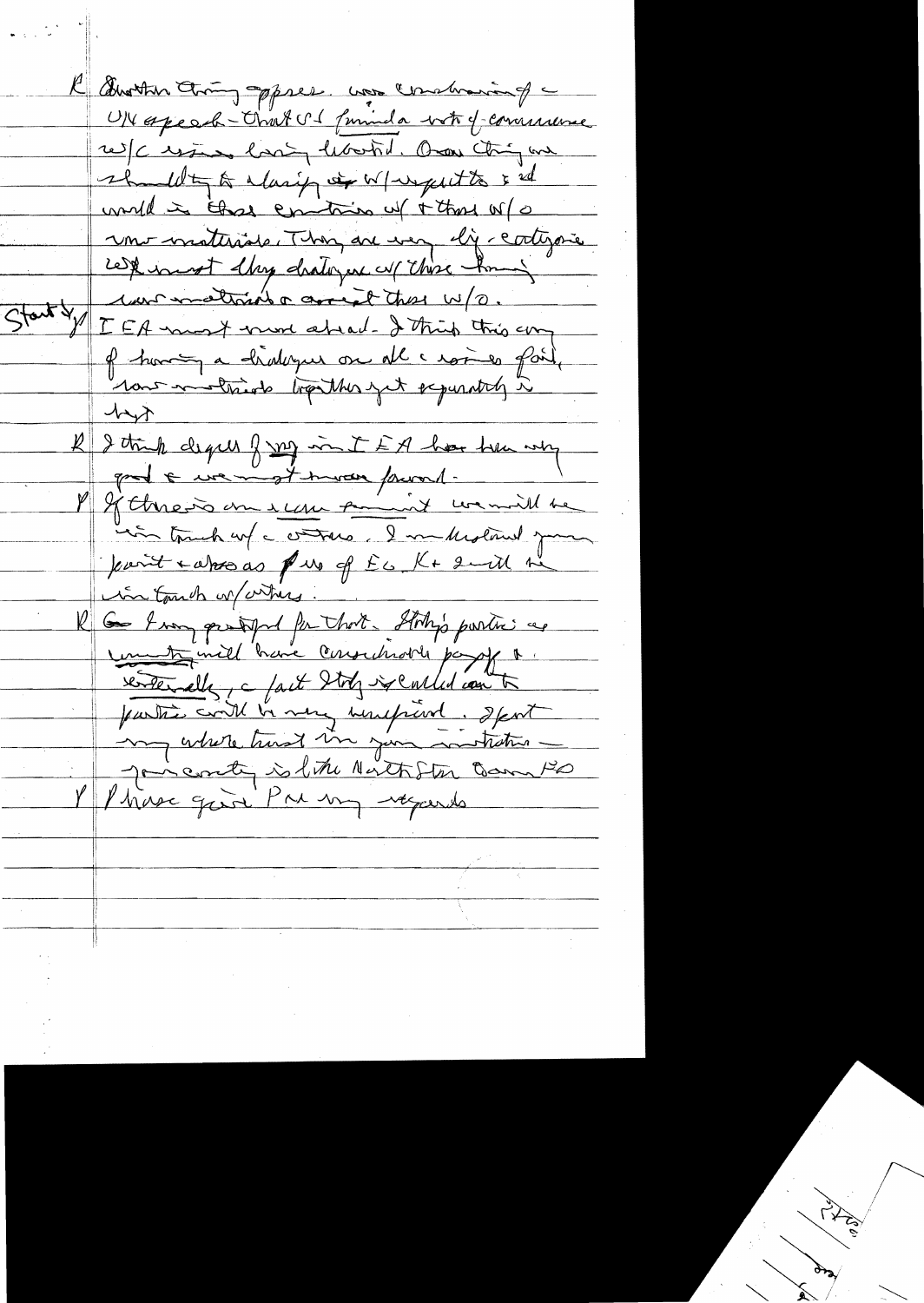K Another thing appears. Was considering of a UN speech - that U.S. furnish a note of commencement w/c issues being treated. One thing we should try to clarify w/ respect to 3rd world is those countries w/ & those w/o raw materials. They are very dif. categories. We must study dialogue w/ those having raw materials or accept those w/o.

Start ✓ P IEA must move ahead. I think this concept of having a dialogue on all c issues posed, raw materials together yet separately is best.

K I think degree of unity in IEA has been very good & we must move forward.

P If there is one issue prominent we will be in touch w/ c others. I understand your point & also as Pres of EC K & I will be in touch w/ others.

K So very grateful for that. Italy's position as country will have considerable payoff. Internally, c fact Italy is called on to participate will be very beneficial. I put my whole trust in your initiative - your country is like North Star Cam PO

P Please give Pres my regards